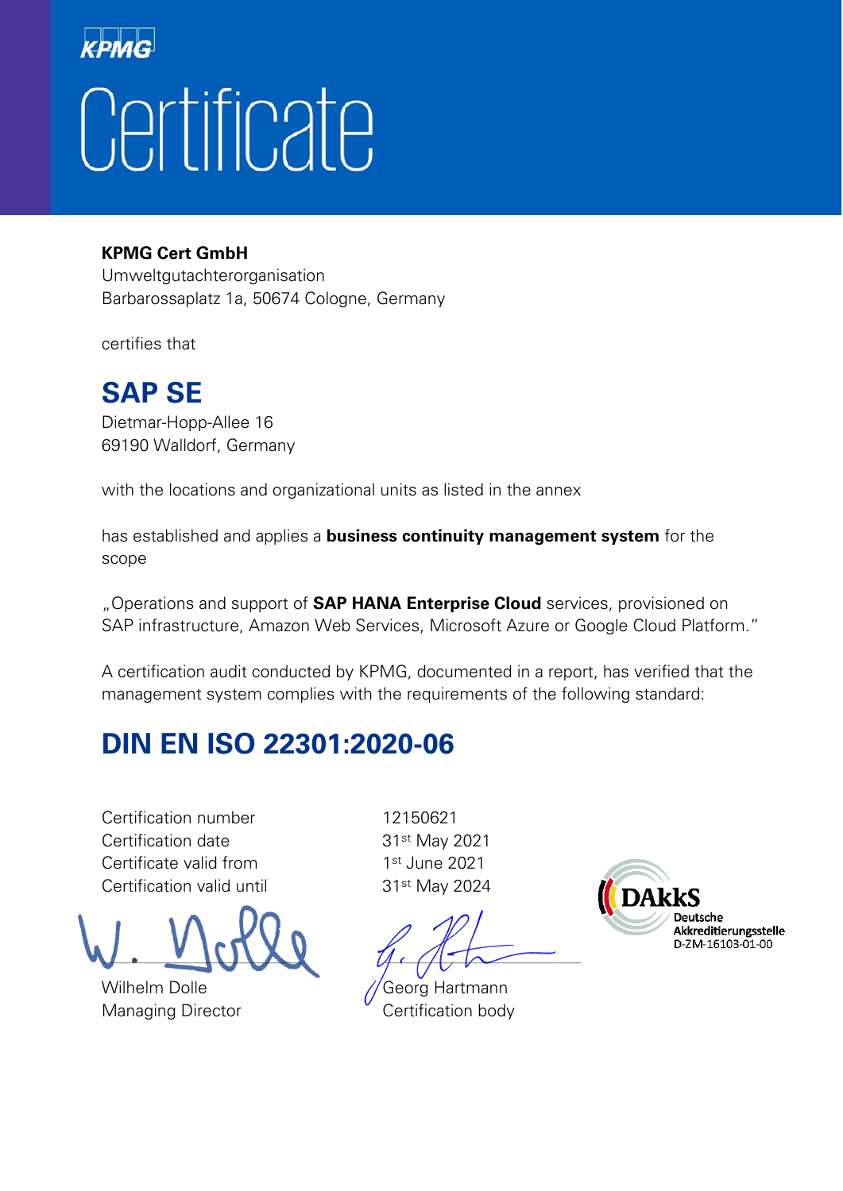KPMG

# Certificate

**KPMG Cert GmbH**
Umweltgutachterorganisation
Barbarossaplatz 1a, 50674 Cologne, Germany

certifies that

## SAP SE

Dietmar-Hopp-Allee 16
69190 Walldorf, Germany

with the locations and organizational units as listed in the annex

has established and applies a **business continuity management system** for the scope

„Operations and support of **SAP HANA Enterprise Cloud** services, provisioned on SAP infrastructure, Amazon Web Services, Microsoft Azure or Google Cloud Platform."

A certification audit conducted by KPMG, documented in a report, has verified that the management system complies with the requirements of the following standard:

## DIN EN ISO 22301:2020-06

| | |
|---|---|
| Certification number | 12150621 |
| Certification date | 31st May 2021 |
| Certificate valid from | 1st June 2021 |
| Certification valid until | 31st May 2024 |

Wilhelm Dolle
Managing Director

Georg Hartmann
Certification body

DAkkS
Deutsche Akkreditierungsstelle
D-ZM-16103-01-00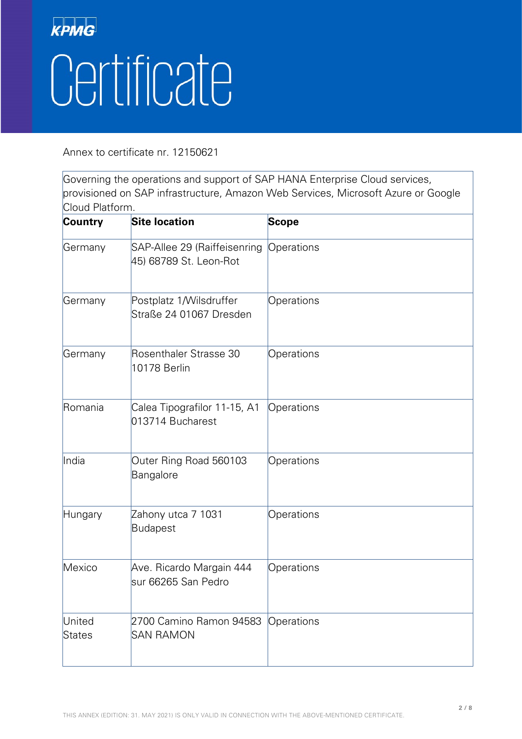KPMG

# Certificate

Annex to certificate nr. 12150621

Governing the operations and support of SAP HANA Enterprise Cloud services, provisioned on SAP infrastructure, Amazon Web Services, Microsoft Azure or Google Cloud Platform.

| Country | Site location | Scope |
| --- | --- | --- |
| Germany | SAP-Allee 29 (Raiffeisenring 45) 68789 St. Leon-Rot | Operations |
| Germany | Postplatz 1/Wilsdruffer Straße 24 01067 Dresden | Operations |
| Germany | Rosenthaler Strasse 30 10178 Berlin | Operations |
| Romania | Calea Tipografilor 11-15, A1 013714 Bucharest | Operations |
| India | Outer Ring Road 560103 Bangalore | Operations |
| Hungary | Zahony utca 7 1031 Budapest | Operations |
| Mexico | Ave. Ricardo Margain 444 sur 66265 San Pedro | Operations |
| United States | 2700 Camino Ramon 94583 SAN RAMON | Operations |

THIS ANNEX (EDITION: 31. MAY 2021) IS ONLY VALID IN CONNECTION WITH THE ABOVE-MENTIONED CERTIFICATE.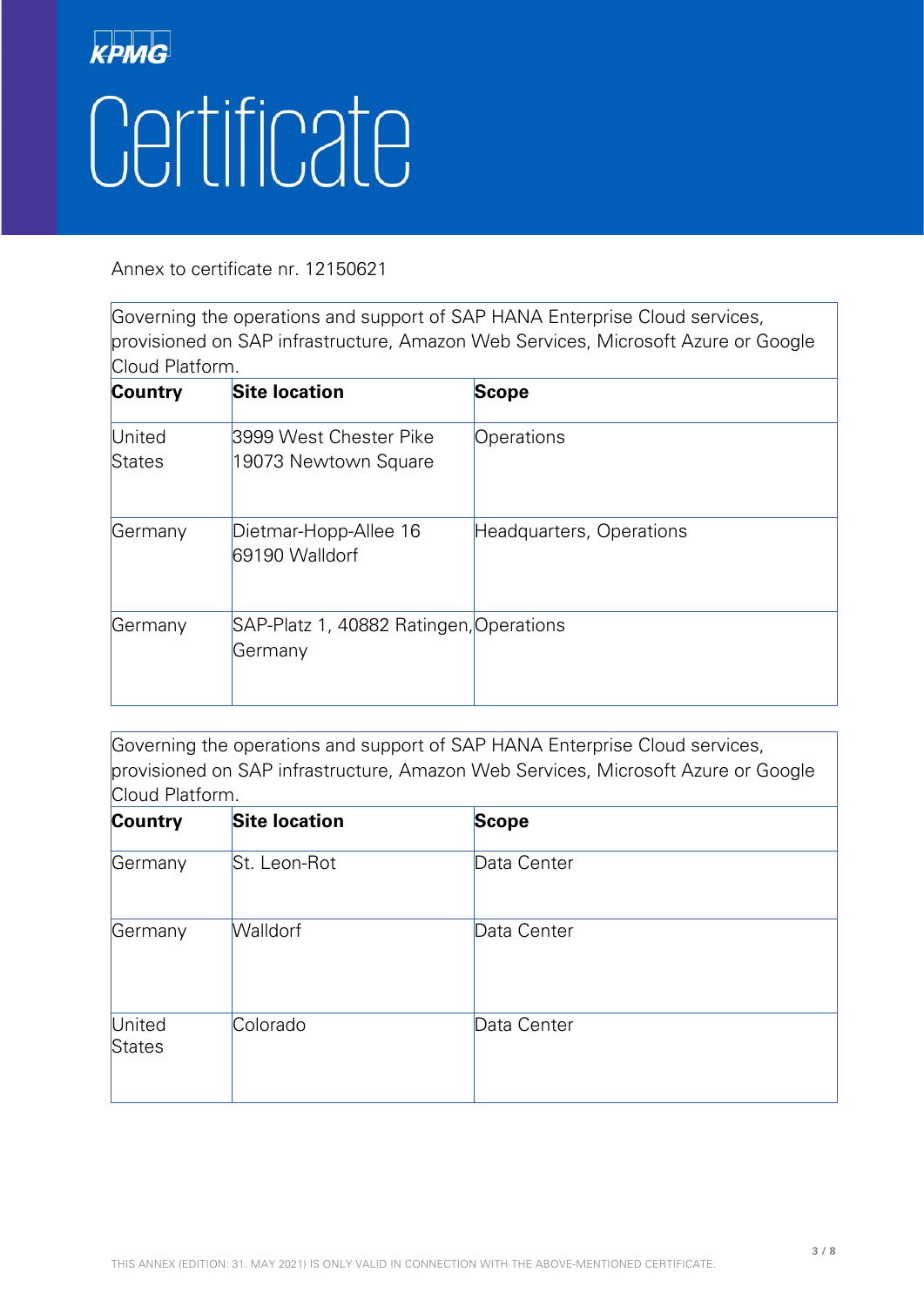KPMG

# Certificate

Annex to certificate nr. 12150621

| Governing the operations and support of SAP HANA Enterprise Cloud services, provisioned on SAP infrastructure, Amazon Web Services, Microsoft Azure or Google Cloud Platform. | | |
|---|---|---|
| **Country** | **Site location** | **Scope** |
| United States | 3999 West Chester Pike<br>19073 Newtown Square | Operations |
| Germany | Dietmar-Hopp-Allee 16<br>69190 Walldorf | Headquarters, Operations |
| Germany | SAP-Platz 1, 40882 Ratingen, Germany | Operations |

| Governing the operations and support of SAP HANA Enterprise Cloud services, provisioned on SAP infrastructure, Amazon Web Services, Microsoft Azure or Google Cloud Platform. | | |
|---|---|---|
| **Country** | **Site location** | **Scope** |
| Germany | St. Leon-Rot | Data Center |
| Germany | Walldorf | Data Center |
| United States | Colorado | Data Center |

THIS ANNEX (EDITION: 31. MAY 2021) IS ONLY VALID IN CONNECTION WITH THE ABOVE-MENTIONED CERTIFICATE.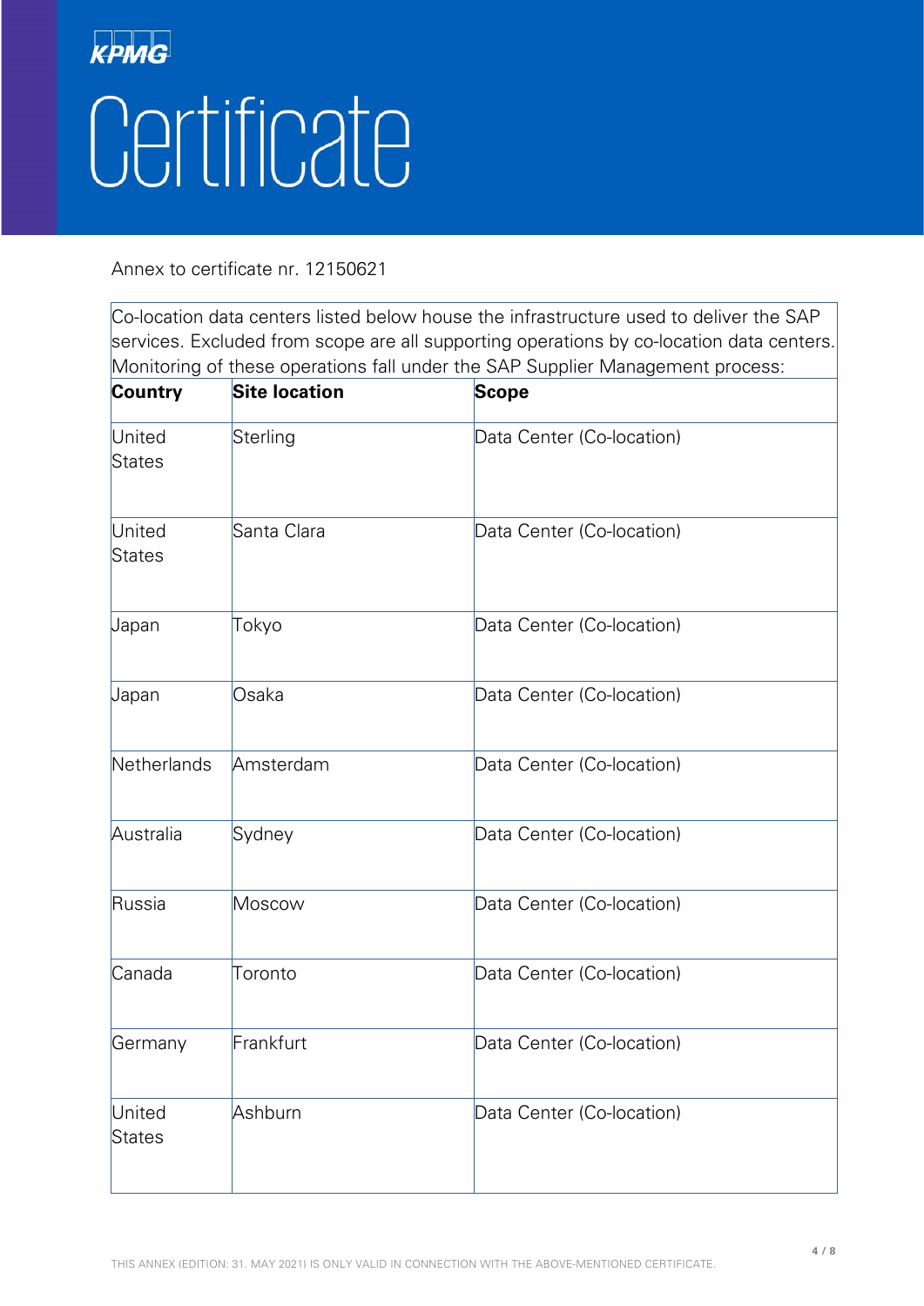KPMG

# Certificate

Annex to certificate nr. 12150621

Co-location data centers listed below house the infrastructure used to deliver the SAP services. Excluded from scope are all supporting operations by co-location data centers. Monitoring of these operations fall under the SAP Supplier Management process:

| Country | Site location | Scope |
|---|---|---|
| United States | Sterling | Data Center (Co-location) |
| United States | Santa Clara | Data Center (Co-location) |
| Japan | Tokyo | Data Center (Co-location) |
| Japan | Osaka | Data Center (Co-location) |
| Netherlands | Amsterdam | Data Center (Co-location) |
| Australia | Sydney | Data Center (Co-location) |
| Russia | Moscow | Data Center (Co-location) |
| Canada | Toronto | Data Center (Co-location) |
| Germany | Frankfurt | Data Center (Co-location) |
| United States | Ashburn | Data Center (Co-location) |

THIS ANNEX (EDITION: 31. MAY 2021) IS ONLY VALID IN CONNECTION WITH THE ABOVE-MENTIONED CERTIFICATE.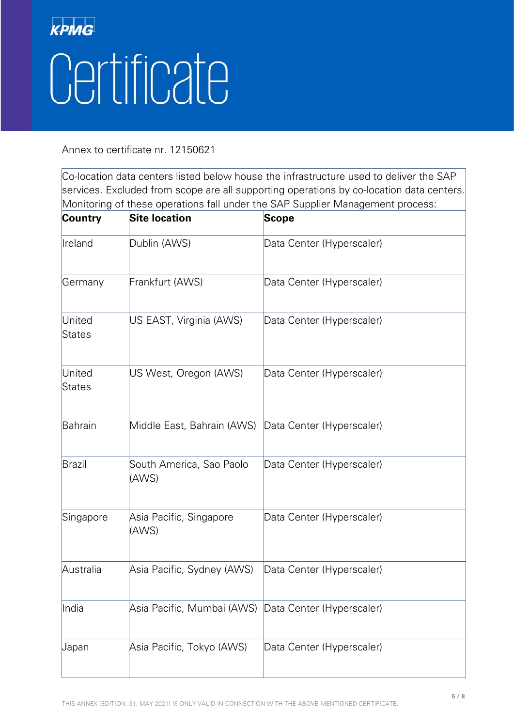KPMG

# Certificate

Annex to certificate nr. 12150621

Co-location data centers listed below house the infrastructure used to deliver the SAP services. Excluded from scope are all supporting operations by co-location data centers. Monitoring of these operations fall under the SAP Supplier Management process:

| Country | Site location | Scope |
|---|---|---|
| Ireland | Dublin (AWS) | Data Center (Hyperscaler) |
| Germany | Frankfurt (AWS) | Data Center (Hyperscaler) |
| United States | US EAST, Virginia (AWS) | Data Center (Hyperscaler) |
| United States | US West, Oregon (AWS) | Data Center (Hyperscaler) |
| Bahrain | Middle East, Bahrain (AWS) | Data Center (Hyperscaler) |
| Brazil | South America, Sao Paolo (AWS) | Data Center (Hyperscaler) |
| Singapore | Asia Pacific, Singapore (AWS) | Data Center (Hyperscaler) |
| Australia | Asia Pacific, Sydney (AWS) | Data Center (Hyperscaler) |
| India | Asia Pacific, Mumbai (AWS) | Data Center (Hyperscaler) |
| Japan | Asia Pacific, Tokyo (AWS) | Data Center (Hyperscaler) |

THIS ANNEX (EDITION: 31. MAY 2021) IS ONLY VALID IN CONNECTION WITH THE ABOVE-MENTIONED CERTIFICATE.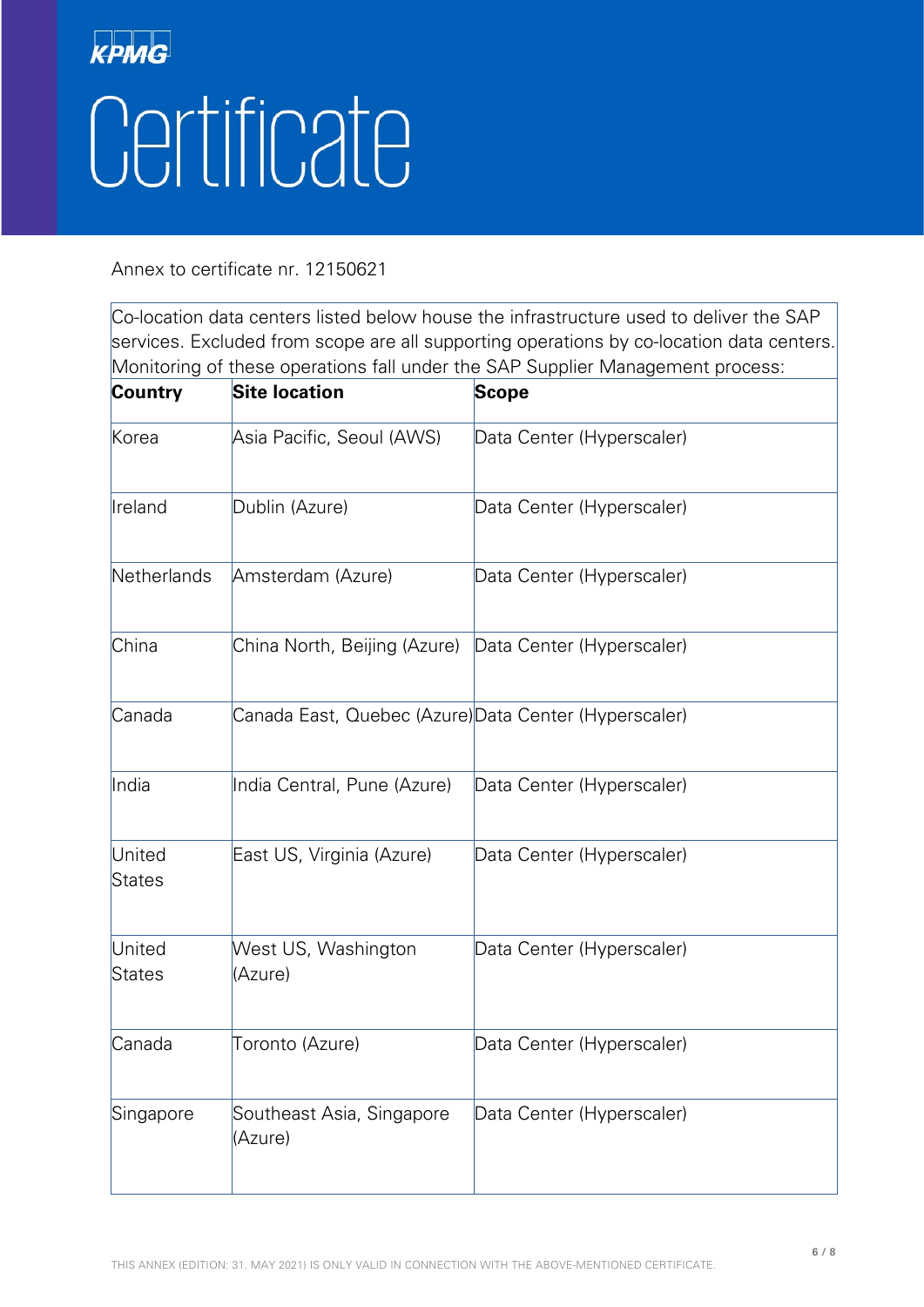KPMG

# Certificate

Annex to certificate nr. 12150621

Co-location data centers listed below house the infrastructure used to deliver the SAP services. Excluded from scope are all supporting operations by co-location data centers. Monitoring of these operations fall under the SAP Supplier Management process:

| Country | Site location | Scope |
|---|---|---|
| Korea | Asia Pacific, Seoul (AWS) | Data Center (Hyperscaler) |
| Ireland | Dublin (Azure) | Data Center (Hyperscaler) |
| Netherlands | Amsterdam (Azure) | Data Center (Hyperscaler) |
| China | China North, Beijing (Azure) | Data Center (Hyperscaler) |
| Canada | Canada East, Quebec (Azure) | Data Center (Hyperscaler) |
| India | India Central, Pune (Azure) | Data Center (Hyperscaler) |
| United States | East US, Virginia (Azure) | Data Center (Hyperscaler) |
| United States | West US, Washington (Azure) | Data Center (Hyperscaler) |
| Canada | Toronto (Azure) | Data Center (Hyperscaler) |
| Singapore | Southeast Asia, Singapore (Azure) | Data Center (Hyperscaler) |

THIS ANNEX (EDITION: 31. MAY 2021) IS ONLY VALID IN CONNECTION WITH THE ABOVE-MENTIONED CERTIFICATE.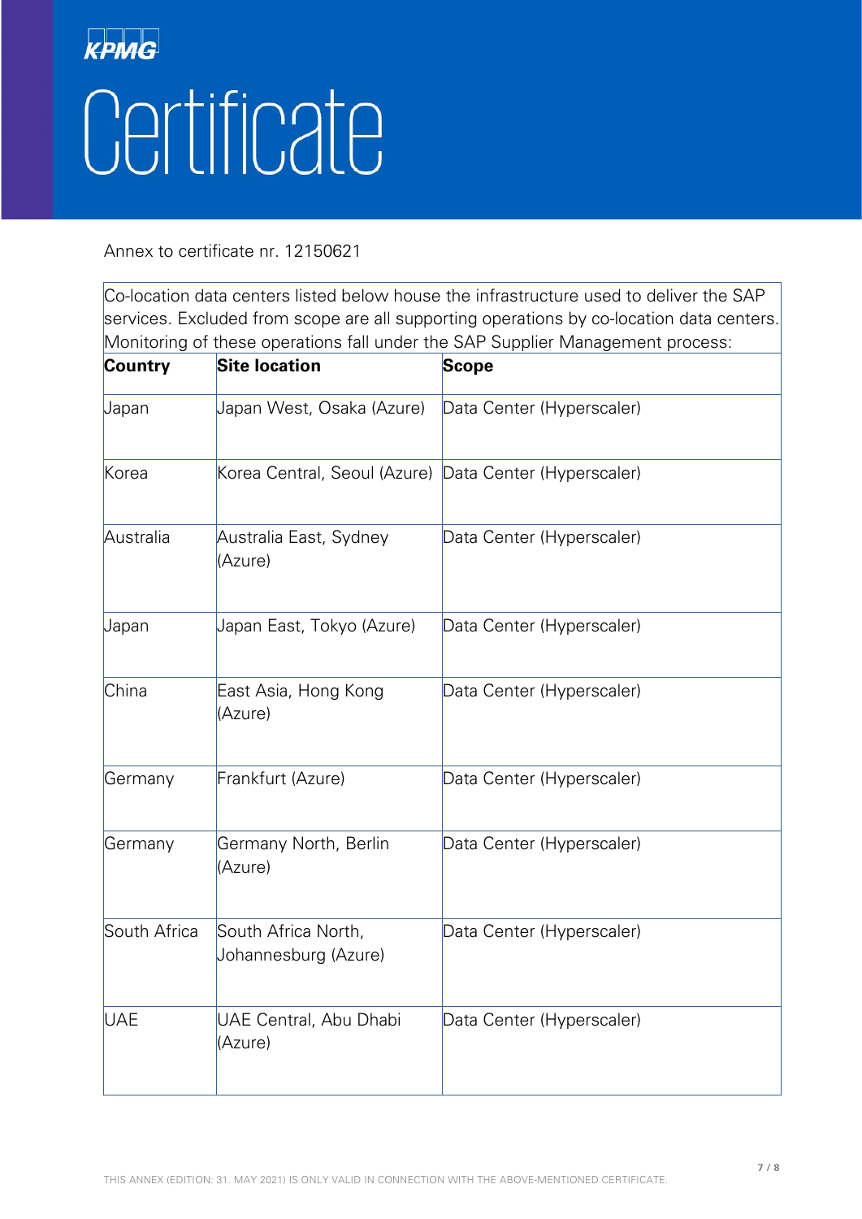KPMG

# Certificate

Annex to certificate nr. 12150621

Co-location data centers listed below house the infrastructure used to deliver the SAP services. Excluded from scope are all supporting operations by co-location data centers. Monitoring of these operations fall under the SAP Supplier Management process:

| **Country** | **Site location** | **Scope** |
|---|---|---|
| Japan | Japan West, Osaka (Azure) | Data Center (Hyperscaler) |
| Korea | Korea Central, Seoul (Azure) | Data Center (Hyperscaler) |
| Australia | Australia East, Sydney (Azure) | Data Center (Hyperscaler) |
| Japan | Japan East, Tokyo (Azure) | Data Center (Hyperscaler) |
| China | East Asia, Hong Kong (Azure) | Data Center (Hyperscaler) |
| Germany | Frankfurt (Azure) | Data Center (Hyperscaler) |
| Germany | Germany North, Berlin (Azure) | Data Center (Hyperscaler) |
| South Africa | South Africa North, Johannesburg (Azure) | Data Center (Hyperscaler) |
| UAE | UAE Central, Abu Dhabi (Azure) | Data Center (Hyperscaler) |

THIS ANNEX (EDITION: 31. MAY 2021) IS ONLY VALID IN CONNECTION WITH THE ABOVE-MENTIONED CERTIFICATE.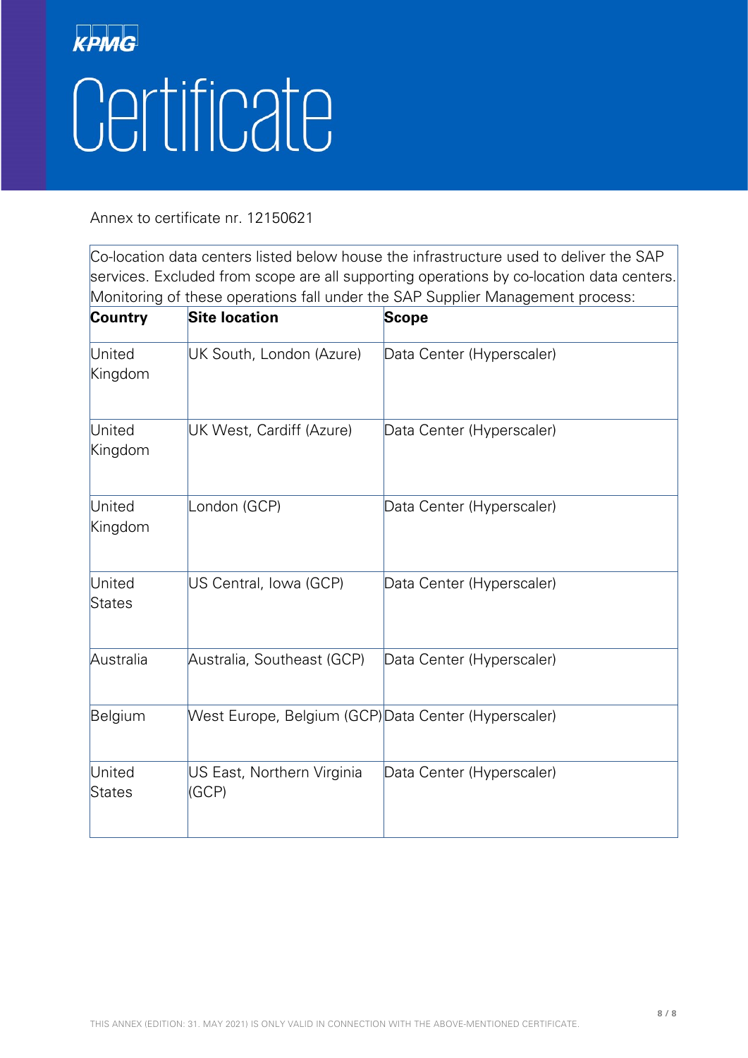KPMG

# Certificate

Annex to certificate nr. 12150621

Co-location data centers listed below house the infrastructure used to deliver the SAP services. Excluded from scope are all supporting operations by co-location data centers. Monitoring of these operations fall under the SAP Supplier Management process:

| Country | Site location | Scope |
|---|---|---|
| United Kingdom | UK South, London (Azure) | Data Center (Hyperscaler) |
| United Kingdom | UK West, Cardiff (Azure) | Data Center (Hyperscaler) |
| United Kingdom | London (GCP) | Data Center (Hyperscaler) |
| United States | US Central, Iowa (GCP) | Data Center (Hyperscaler) |
| Australia | Australia, Southeast (GCP) | Data Center (Hyperscaler) |
| Belgium | West Europe, Belgium (GCP) | Data Center (Hyperscaler) |
| United States | US East, Northern Virginia (GCP) | Data Center (Hyperscaler) |

THIS ANNEX (EDITION: 31. MAY 2021) IS ONLY VALID IN CONNECTION WITH THE ABOVE-MENTIONED CERTIFICATE.